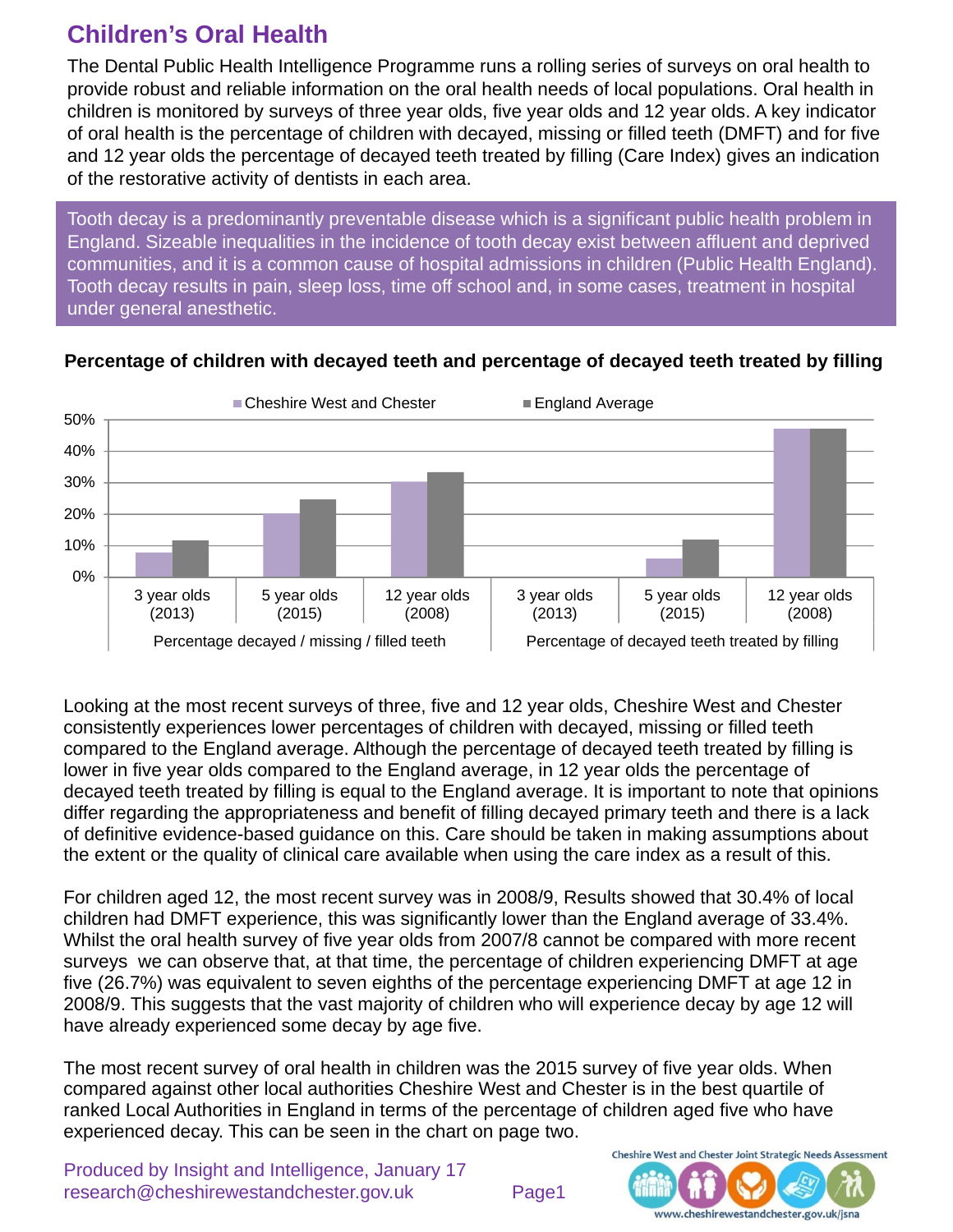# Children's Oral Health

The Dental Public Health Intelligence Programme runs a rolling series of surveys on oral health to provide robust and reliable information on the oral health needs of local populations. Oral health in children is monitored by surveys of three year olds, five year olds and 12 year olds. A key indicator of oral health is the percentage of children with decayed, missing or filled teeth (DMFT) and for five and 12 year olds the percentage of decayed teeth treated by filling (Care Index) gives an indication of the restorative activity of dentists in each area.

Tooth decay is a predominantly preventable disease which is a significant public health problem in England. Sizeable inequalities in the incidence of tooth decay exist between affluent and deprived communities, and it is a common cause of hospital admissions in children (Public Health England). Tooth decay results in pain, sleep loss, time off school and, in some cases, treatment in hospital under general anesthetic.

**Percentage of children with decayed teeth and percentage of decayed teeth treated by filling**

| | | Cheshire West and Chester | England Average |
|---|---|---|---|
| Percentage decayed / missing / filled teeth | 3 year olds (2013) | | |
| | 5 year olds (2015) | | |
| | 12 year olds (2008) | 30.4% | 33.4% |
| Percentage of decayed teeth treated by filling | 3 year olds (2013) | | |
| | 5 year olds (2015) | | |
| | 12 year olds (2008) | | |

Looking at the most recent surveys of three, five and 12 year olds, Cheshire West and Chester consistently experiences lower percentages of children with decayed, missing or filled teeth compared to the England average. Although the percentage of decayed teeth treated by filling is lower in five year olds compared to the England average, in 12 year olds the percentage of decayed teeth treated by filling is equal to the England average. It is important to note that opinions differ regarding the appropriateness and benefit of filling decayed primary teeth and there is a lack of definitive evidence-based guidance on this. Care should be taken in making assumptions about the extent or the quality of clinical care available when using the care index as a result of this.

For children aged 12, the most recent survey was in 2008/9, Results showed that 30.4% of local children had DMFT experience, this was significantly lower than the England average of 33.4%. Whilst the oral health survey of five year olds from 2007/8 cannot be compared with more recent surveys we can observe that, at that time, the percentage of children experiencing DMFT at age five (26.7%) was equivalent to seven eighths of the percentage experiencing DMFT at age 12 in 2008/9. This suggests that the vast majority of children who will experience decay by age 12 will have already experienced some decay by age five.

The most recent survey of oral health in children was the 2015 survey of five year olds. When compared against other local authorities Cheshire West and Chester is in the best quartile of ranked Local Authorities in England in terms of the percentage of children aged five who have experienced decay. This can be seen in the chart on page two.

Produced by Insight and Intelligence, January 17
research@cheshirewestandchester.gov.uk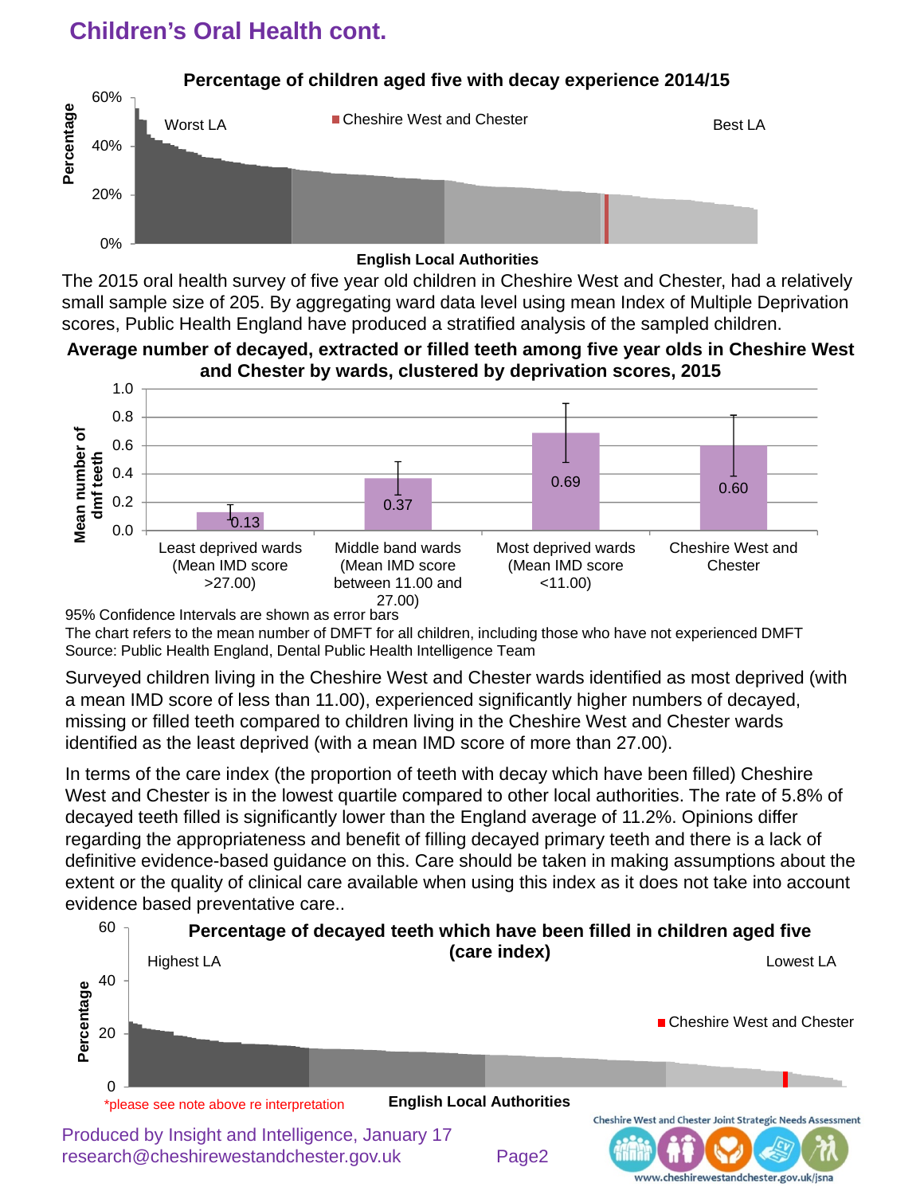# Children's Oral Health cont.

**Percentage of children aged five with decay experience 2014/15**

Percentage: 0%, 20%, 40%, 60%

Worst LA | Cheshire West and Chester | Best LA

English Local Authorities

The 2015 oral health survey of five year old children in Cheshire West and Chester, had a relatively small sample size of 205. By aggregating ward data level using mean Index of Multiple Deprivation scores, Public Health England have produced a stratified analysis of the sampled children.

**Average number of decayed, extracted or filled teeth among five year olds in Cheshire West and Chester by wards, clustered by deprivation scores, 2015**

| Group | Mean number of dmf teeth |
|---|---|
| Least deprived wards (Mean IMD score >27.00) | 0.13 |
| Middle band wards (Mean IMD score between 11.00 and 27.00) | 0.37 |
| Most deprived wards (Mean IMD score <11.00) | 0.69 |
| Cheshire West and Chester | 0.60 |

95% Confidence Intervals are shown as error bars

The chart refers to the mean number of DMFT for all children, including those who have not experienced DMFT

Source: Public Health England, Dental Public Health Intelligence Team

Surveyed children living in the Cheshire West and Chester wards identified as most deprived (with a mean IMD score of less than 11.00), experienced significantly higher numbers of decayed, missing or filled teeth compared to children living in the Cheshire West and Chester wards identified as the least deprived (with a mean IMD score of more than 27.00).

In terms of the care index (the proportion of teeth with decay which have been filled) Cheshire West and Chester is in the lowest quartile compared to other local authorities. The rate of 5.8% of decayed teeth filled is significantly lower than the England average of 11.2%. Opinions differ regarding the appropriateness and benefit of filling decayed primary teeth and there is a lack of definitive evidence-based guidance on this. Care should be taken in making assumptions about the extent or the quality of clinical care available when using this index as it does not take into account evidence based preventative care..

**Percentage of decayed teeth which have been filled in children aged five (care index)**

Percentage: 0, 20, 40, 60

Highest LA | Cheshire West and Chester | Lowest LA

English Local Authorities

*please see note above re interpretation

Produced by Insight and Intelligence, January 17
research@cheshirewestandchester.gov.uk

Cheshire West and Chester Joint Strategic Needs Assessment
www.cheshirewestandchester.gov.uk/jsna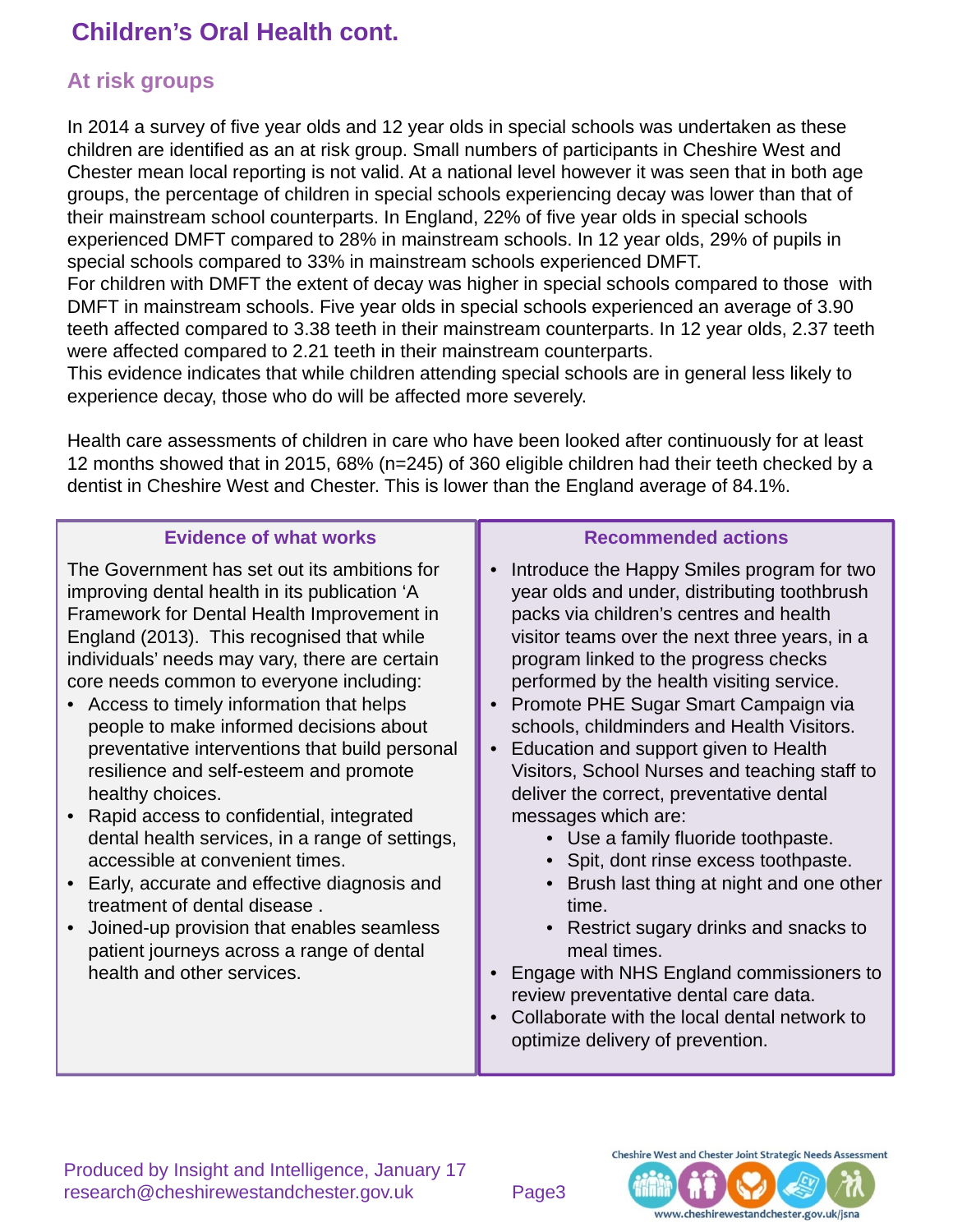# Children's Oral Health cont.

## At risk groups

In 2014 a survey of five year olds and 12 year olds in special schools was undertaken as these children are identified as an at risk group. Small numbers of participants in Cheshire West and Chester mean local reporting is not valid. At a national level however it was seen that in both age groups, the percentage of children in special schools experiencing decay was lower than that of their mainstream school counterparts. In England, 22% of five year olds in special schools experienced DMFT compared to 28% in mainstream schools. In 12 year olds, 29% of pupils in special schools compared to 33% in mainstream schools experienced DMFT.
For children with DMFT the extent of decay was higher in special schools compared to those with DMFT in mainstream schools. Five year olds in special schools experienced an average of 3.90 teeth affected compared to 3.38 teeth in their mainstream counterparts. In 12 year olds, 2.37 teeth were affected compared to 2.21 teeth in their mainstream counterparts.
This evidence indicates that while children attending special schools are in general less likely to experience decay, those who do will be affected more severely.

Health care assessments of children in care who have been looked after continuously for at least 12 months showed that in 2015, 68% (n=245) of 360 eligible children had their teeth checked by a dentist in Cheshire West and Chester. This is lower than the England average of 84.1%.

### Evidence of what works

The Government has set out its ambitions for improving dental health in its publication 'A Framework for Dental Health Improvement in England (2013). This recognised that while individuals' needs may vary, there are certain core needs common to everyone including:

- Access to timely information that helps people to make informed decisions about preventative interventions that build personal resilience and self-esteem and promote healthy choices.
- Rapid access to confidential, integrated dental health services, in a range of settings, accessible at convenient times.
- Early, accurate and effective diagnosis and treatment of dental disease .
- Joined-up provision that enables seamless patient journeys across a range of dental health and other services.

### Recommended actions

- Introduce the Happy Smiles program for two year olds and under, distributing toothbrush packs via children's centres and health visitor teams over the next three years, in a program linked to the progress checks performed by the health visiting service.
- Promote PHE Sugar Smart Campaign via schools, childminders and Health Visitors.
- Education and support given to Health Visitors, School Nurses and teaching staff to deliver the correct, preventative dental messages which are:
  - Use a family fluoride toothpaste.
  - Spit, dont rinse excess toothpaste.
  - Brush last thing at night and one other time.
  - Restrict sugary drinks and snacks to meal times.
- Engage with NHS England commissioners to review preventative dental care data.
- Collaborate with the local dental network to optimize delivery of prevention.

Produced by Insight and Intelligence, January 17
research@cheshirewestandchester.gov.uk